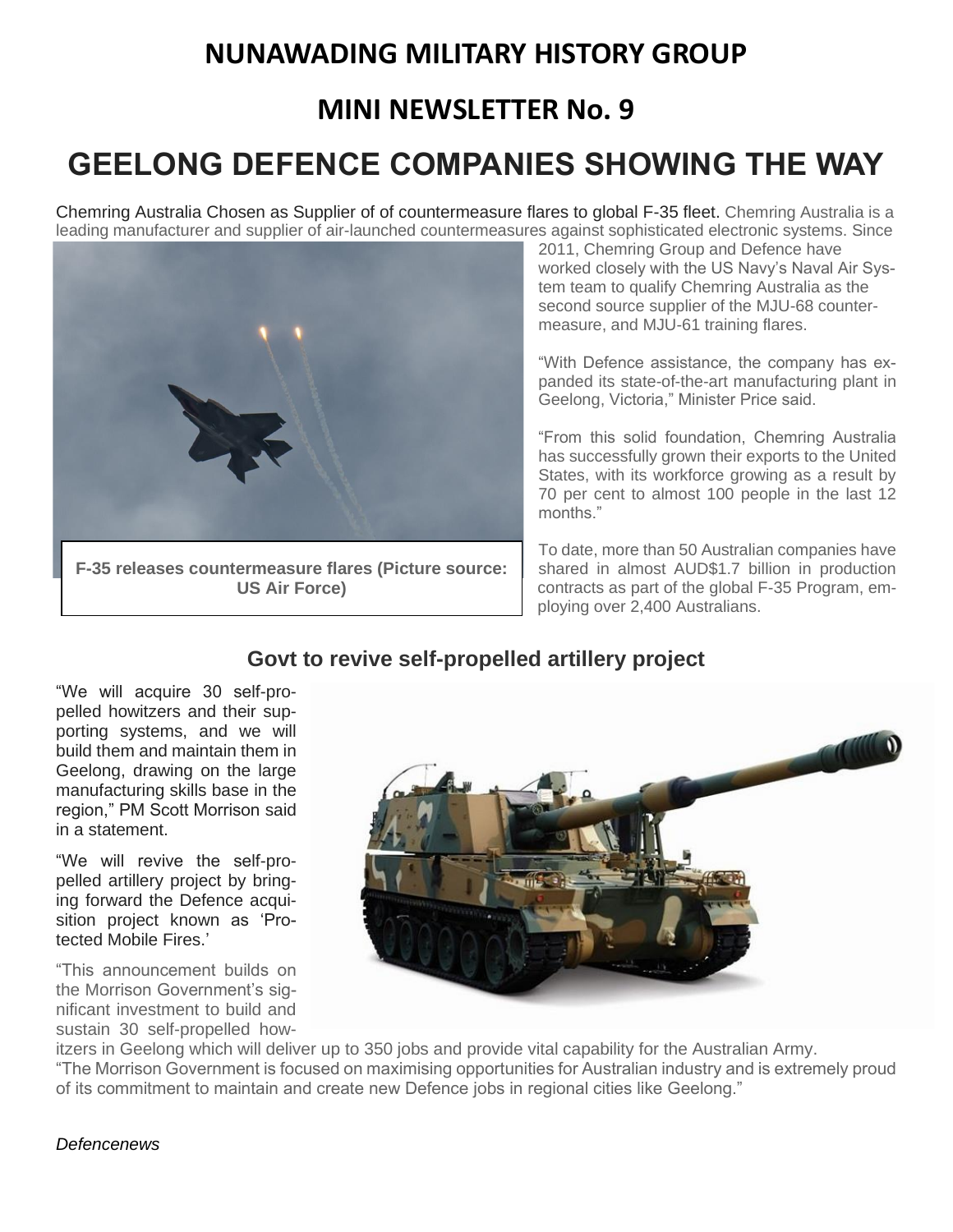# NUNAWADING MILITARY HISTORY GROUP

## MINI NEWSLETTER No. 9

# GEELONG DEFENCE COMPANIES SHOWING THE WAY

Chemring Australia Chosen as Supplier of of countermeasure flares to global F-35 fleet. Chemring Australia is a leading manufacturer and supplier of air-launched countermeasures against sophisticated electronic systems. Since 2011, Chemring Group and Defence have worked closely with the US Navy's Naval Air System team to qualify Chemring Australia as the second source supplier of the MJU-68 countermeasure, and MJU-61 training flares.

**F-35 releases countermeasure flares (Picture source: US Air Force)**

"With Defence assistance, the company has expanded its state-of-the-art manufacturing plant in Geelong, Victoria," Minister Price said.

"From this solid foundation, Chemring Australia has successfully grown their exports to the United States, with its workforce growing as a result by 70 per cent to almost 100 people in the last 12 months."

To date, more than 50 Australian companies have shared in almost AUD$1.7 billion in production contracts as part of the global F-35 Program, employing over 2,400 Australians.

### Govt to revive self-propelled artillery project

"We will acquire 30 self-propelled howitzers and their supporting systems, and we will build them and maintain them in Geelong, drawing on the large manufacturing skills base in the region," PM Scott Morrison said in a statement.

"We will revive the self-propelled artillery project by bringing forward the Defence acquisition project known as 'Protected Mobile Fires.'

"This announcement builds on the Morrison Government's significant investment to build and sustain 30 self-propelled howitzers in Geelong which will deliver up to 350 jobs and provide vital capability for the Australian Army.

"The Morrison Government is focused on maximising opportunities for Australian industry and is extremely proud of its commitment to maintain and create new Defence jobs in regional cities like Geelong."

*Defencenews*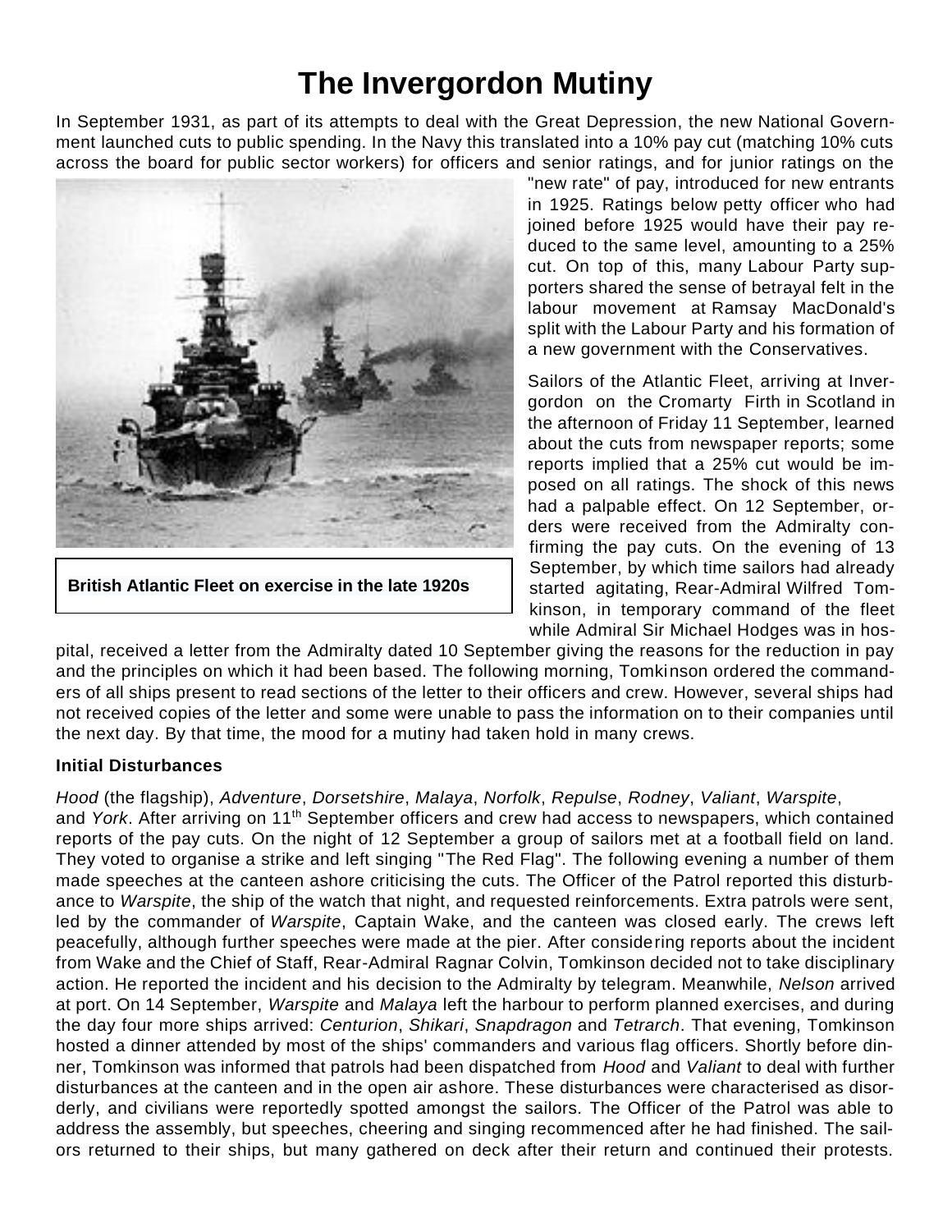# The Invergordon Mutiny

In September 1931, as part of its attempts to deal with the Great Depression, the new National Government launched cuts to public spending. In the Navy this translated into a 10% pay cut (matching 10% cuts across the board for public sector workers) for officers and senior ratings, and for junior ratings on the "new rate" of pay, introduced for new entrants in 1925. Ratings below petty officer who had joined before 1925 would have their pay reduced to the same level, amounting to a 25% cut. On top of this, many Labour Party supporters shared the sense of betrayal felt in the labour movement at Ramsay MacDonald's split with the Labour Party and his formation of a new government with the Conservatives.

**British Atlantic Fleet on exercise in the late 1920s**

Sailors of the Atlantic Fleet, arriving at Invergordon on the Cromarty Firth in Scotland in the afternoon of Friday 11 September, learned about the cuts from newspaper reports; some reports implied that a 25% cut would be imposed on all ratings. The shock of this news had a palpable effect. On 12 September, orders were received from the Admiralty confirming the pay cuts. On the evening of 13 September, by which time sailors had already started agitating, Rear-Admiral Wilfred Tomkinson, in temporary command of the fleet while Admiral Sir Michael Hodges was in hospital, received a letter from the Admiralty dated 10 September giving the reasons for the reduction in pay and the principles on which it had been based. The following morning, Tomkinson ordered the commanders of all ships present to read sections of the letter to their officers and crew. However, several ships had not received copies of the letter and some were unable to pass the information on to their companies until the next day. By that time, the mood for a mutiny had taken hold in many crews.

**Initial Disturbances**

*Hood* (the flagship), *Adventure*, *Dorsetshire*, *Malaya*, *Norfolk*, *Repulse*, *Rodney*, *Valiant*, *Warspite*, and *York*. After arriving on 11th September officers and crew had access to newspapers, which contained reports of the pay cuts. On the night of 12 September a group of sailors met at a football field on land. They voted to organise a strike and left singing "The Red Flag". The following evening a number of them made speeches at the canteen ashore criticising the cuts. The Officer of the Patrol reported this disturbance to *Warspite*, the ship of the watch that night, and requested reinforcements. Extra patrols were sent, led by the commander of *Warspite*, Captain Wake, and the canteen was closed early. The crews left peacefully, although further speeches were made at the pier. After considering reports about the incident from Wake and the Chief of Staff, Rear-Admiral Ragnar Colvin, Tomkinson decided not to take disciplinary action. He reported the incident and his decision to the Admiralty by telegram. Meanwhile, *Nelson* arrived at port. On 14 September, *Warspite* and *Malaya* left the harbour to perform planned exercises, and during the day four more ships arrived: *Centurion*, *Shikari*, *Snapdragon* and *Tetrarch*. That evening, Tomkinson hosted a dinner attended by most of the ships' commanders and various flag officers. Shortly before dinner, Tomkinson was informed that patrols had been dispatched from *Hood* and *Valiant* to deal with further disturbances at the canteen and in the open air ashore. These disturbances were characterised as disorderly, and civilians were reportedly spotted amongst the sailors. The Officer of the Patrol was able to address the assembly, but speeches, cheering and singing recommenced after he had finished. The sailors returned to their ships, but many gathered on deck after their return and continued their protests.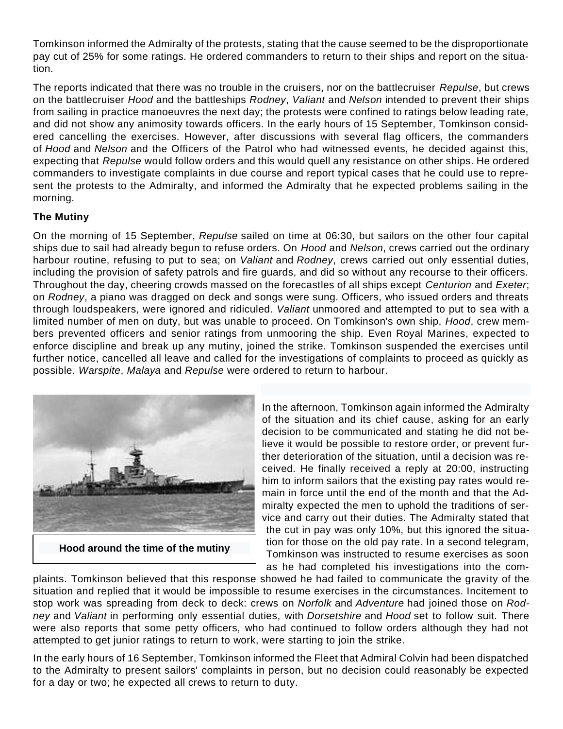Tomkinson informed the Admiralty of the protests, stating that the cause seemed to be the disproportionate pay cut of 25% for some ratings. He ordered commanders to return to their ships and report on the situation.

The reports indicated that there was no trouble in the cruisers, nor on the battlecruiser *Repulse*, but crews on the battlecruiser *Hood* and the battleships *Rodney*, *Valiant* and *Nelson* intended to prevent their ships from sailing in practice manoeuvres the next day; the protests were confined to ratings below leading rate, and did not show any animosity towards officers. In the early hours of 15 September, Tomkinson considered cancelling the exercises. However, after discussions with several flag officers, the commanders of *Hood* and *Nelson* and the Officers of the Patrol who had witnessed events, he decided against this, expecting that *Repulse* would follow orders and this would quell any resistance on other ships. He ordered commanders to investigate complaints in due course and report typical cases that he could use to represent the protests to the Admiralty, and informed the Admiralty that he expected problems sailing in the morning.

**The Mutiny**

On the morning of 15 September, *Repulse* sailed on time at 06:30, but sailors on the other four capital ships due to sail had already begun to refuse orders. On *Hood* and *Nelson*, crews carried out the ordinary harbour routine, refusing to put to sea; on *Valiant* and *Rodney*, crews carried out only essential duties, including the provision of safety patrols and fire guards, and did so without any recourse to their officers. Throughout the day, cheering crowds massed on the forecastles of all ships except *Centurion* and *Exeter*; on *Rodney*, a piano was dragged on deck and songs were sung. Officers, who issued orders and threats through loudspeakers, were ignored and ridiculed. *Valiant* unmoored and attempted to put to sea with a limited number of men on duty, but was unable to proceed. On Tomkinson's own ship, *Hood*, crew members prevented officers and senior ratings from unmooring the ship. Even Royal Marines, expected to enforce discipline and break up any mutiny, joined the strike. Tomkinson suspended the exercises until further notice, cancelled all leave and called for the investigations of complaints to proceed as quickly as possible. *Warspite*, *Malaya* and *Repulse* were ordered to return to harbour.

**Hood around the time of the mutiny**

In the afternoon, Tomkinson again informed the Admiralty of the situation and its chief cause, asking for an early decision to be communicated and stating he did not believe it would be possible to restore order, or prevent further deterioration of the situation, until a decision was received. He finally received a reply at 20:00, instructing him to inform sailors that the existing pay rates would remain in force until the end of the month and that the Admiralty expected the men to uphold the traditions of service and carry out their duties. The Admiralty stated that the cut in pay was only 10%, but this ignored the situation for those on the old pay rate. In a second telegram, Tomkinson was instructed to resume exercises as soon as he had completed his investigations into the complaints. Tomkinson believed that this response showed he had failed to communicate the gravity of the situation and replied that it would be impossible to resume exercises in the circumstances. Incitement to stop work was spreading from deck to deck: crews on *Norfolk* and *Adventure* had joined those on *Rodney* and *Valiant* in performing only essential duties, with *Dorsetshire* and *Hood* set to follow suit. There were also reports that some petty officers, who had continued to follow orders although they had not attempted to get junior ratings to return to work, were starting to join the strike.

In the early hours of 16 September, Tomkinson informed the Fleet that Admiral Colvin had been dispatched to the Admiralty to present sailors' complaints in person, but no decision could reasonably be expected for a day or two; he expected all crews to return to duty.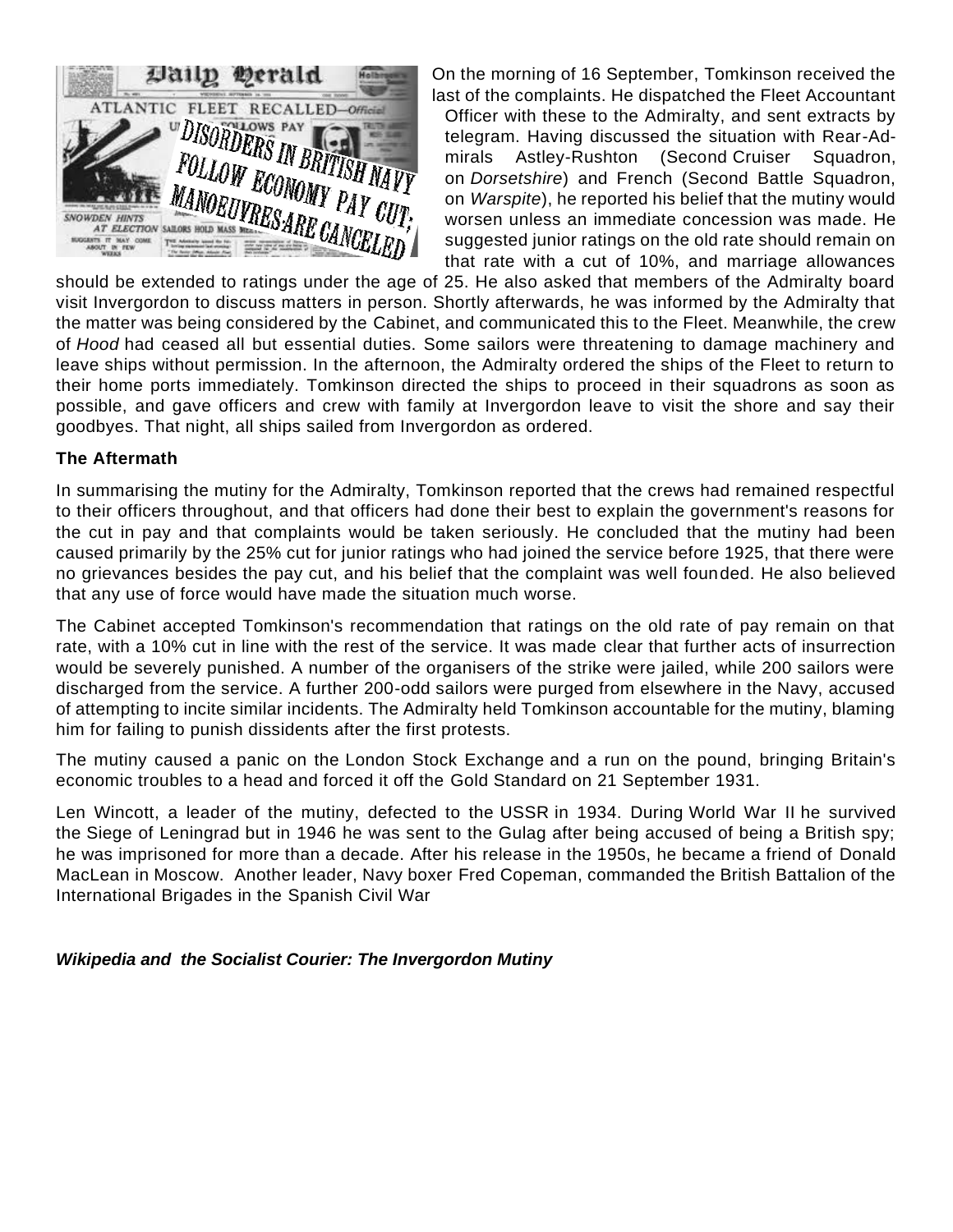On the morning of 16 September, Tomkinson received the last of the complaints. He dispatched the Fleet Accountant Officer with these to the Admiralty, and sent extracts by telegram. Having discussed the situation with Rear-Admirals Astley-Rushton (Second Cruiser Squadron, on *Dorsetshire*) and French (Second Battle Squadron, on *Warspite*), he reported his belief that the mutiny would worsen unless an immediate concession was made. He suggested junior ratings on the old rate should remain on that rate with a cut of 10%, and marriage allowances should be extended to ratings under the age of 25. He also asked that members of the Admiralty board visit Invergordon to discuss matters in person. Shortly afterwards, he was informed by the Admiralty that the matter was being considered by the Cabinet, and communicated this to the Fleet. Meanwhile, the crew of *Hood* had ceased all but essential duties. Some sailors were threatening to damage machinery and leave ships without permission. In the afternoon, the Admiralty ordered the ships of the Fleet to return to their home ports immediately. Tomkinson directed the ships to proceed in their squadrons as soon as possible, and gave officers and crew with family at Invergordon leave to visit the shore and say their goodbyes. That night, all ships sailed from Invergordon as ordered.

**The Aftermath**

In summarising the mutiny for the Admiralty, Tomkinson reported that the crews had remained respectful to their officers throughout, and that officers had done their best to explain the government's reasons for the cut in pay and that complaints would be taken seriously. He concluded that the mutiny had been caused primarily by the 25% cut for junior ratings who had joined the service before 1925, that there were no grievances besides the pay cut, and his belief that the complaint was well founded. He also believed that any use of force would have made the situation much worse.

The Cabinet accepted Tomkinson's recommendation that ratings on the old rate of pay remain on that rate, with a 10% cut in line with the rest of the service. It was made clear that further acts of insurrection would be severely punished. A number of the organisers of the strike were jailed, while 200 sailors were discharged from the service. A further 200-odd sailors were purged from elsewhere in the Navy, accused of attempting to incite similar incidents. The Admiralty held Tomkinson accountable for the mutiny, blaming him for failing to punish dissidents after the first protests.

The mutiny caused a panic on the London Stock Exchange and a run on the pound, bringing Britain's economic troubles to a head and forced it off the Gold Standard on 21 September 1931.

Len Wincott, a leader of the mutiny, defected to the USSR in 1934. During World War II he survived the Siege of Leningrad but in 1946 he was sent to the Gulag after being accused of being a British spy; he was imprisoned for more than a decade. After his release in the 1950s, he became a friend of Donald MacLean in Moscow. Another leader, Navy boxer Fred Copeman, commanded the British Battalion of the International Brigades in the Spanish Civil War

***Wikipedia and the Socialist Courier: The Invergordon Mutiny***